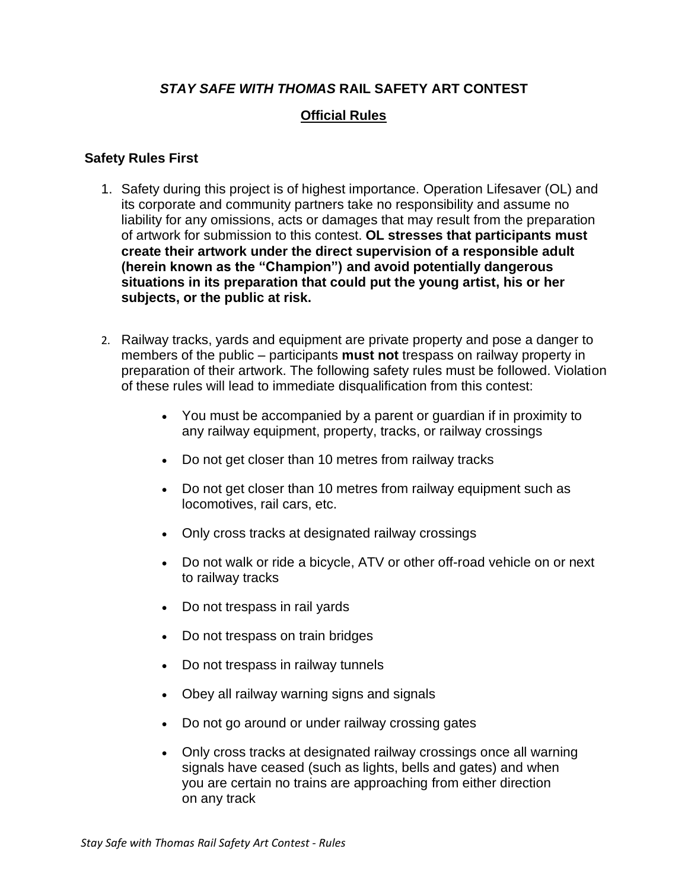# *STAY SAFE WITH THOMAS* RAIL SAFETY ART CONTEST

## Official Rules

### Safety Rules First

1. Safety during this project is of highest importance. Operation Lifesaver (OL) and its corporate and community partners take no responsibility and assume no liability for any omissions, acts or damages that may result from the preparation of artwork for submission to this contest. **OL stresses that participants must create their artwork under the direct supervision of a responsible adult (herein known as the "Champion") and avoid potentially dangerous situations in its preparation that could put the young artist, his or her subjects, or the public at risk.**

2. Railway tracks, yards and equipment are private property and pose a danger to members of the public – participants **must not** trespass on railway property in preparation of their artwork. The following safety rules must be followed. Violation of these rules will lead to immediate disqualification from this contest:

   - You must be accompanied by a parent or guardian if in proximity to any railway equipment, property, tracks, or railway crossings
   - Do not get closer than 10 metres from railway tracks
   - Do not get closer than 10 metres from railway equipment such as locomotives, rail cars, etc.
   - Only cross tracks at designated railway crossings
   - Do not walk or ride a bicycle, ATV or other off-road vehicle on or next to railway tracks
   - Do not trespass in rail yards
   - Do not trespass on train bridges
   - Do not trespass in railway tunnels
   - Obey all railway warning signs and signals
   - Do not go around or under railway crossing gates
   - Only cross tracks at designated railway crossings once all warning signals have ceased (such as lights, bells and gates) and when you are certain no trains are approaching from either direction on any track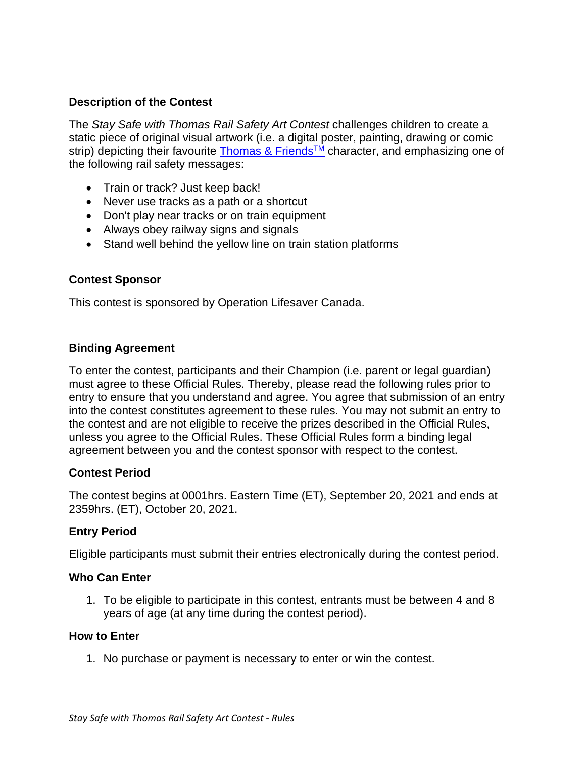### Description of the Contest

The *Stay Safe with Thomas Rail Safety Art Contest* challenges children to create a static piece of original visual artwork (i.e. a digital poster, painting, drawing or comic strip) depicting their favourite Thomas & Friends™ character, and emphasizing one of the following rail safety messages:

- Train or track? Just keep back!
- Never use tracks as a path or a shortcut
- Don't play near tracks or on train equipment
- Always obey railway signs and signals
- Stand well behind the yellow line on train station platforms

### Contest Sponsor

This contest is sponsored by Operation Lifesaver Canada.

### Binding Agreement

To enter the contest, participants and their Champion (i.e. parent or legal guardian) must agree to these Official Rules. Thereby, please read the following rules prior to entry to ensure that you understand and agree. You agree that submission of an entry into the contest constitutes agreement to these rules. You may not submit an entry to the contest and are not eligible to receive the prizes described in the Official Rules, unless you agree to the Official Rules. These Official Rules form a binding legal agreement between you and the contest sponsor with respect to the contest.

### Contest Period

The contest begins at 0001hrs. Eastern Time (ET), September 20, 2021 and ends at 2359hrs. (ET), October 20, 2021.

### Entry Period

Eligible participants must submit their entries electronically during the contest period.

### Who Can Enter

1. To be eligible to participate in this contest, entrants must be between 4 and 8 years of age (at any time during the contest period).

### How to Enter

1. No purchase or payment is necessary to enter or win the contest.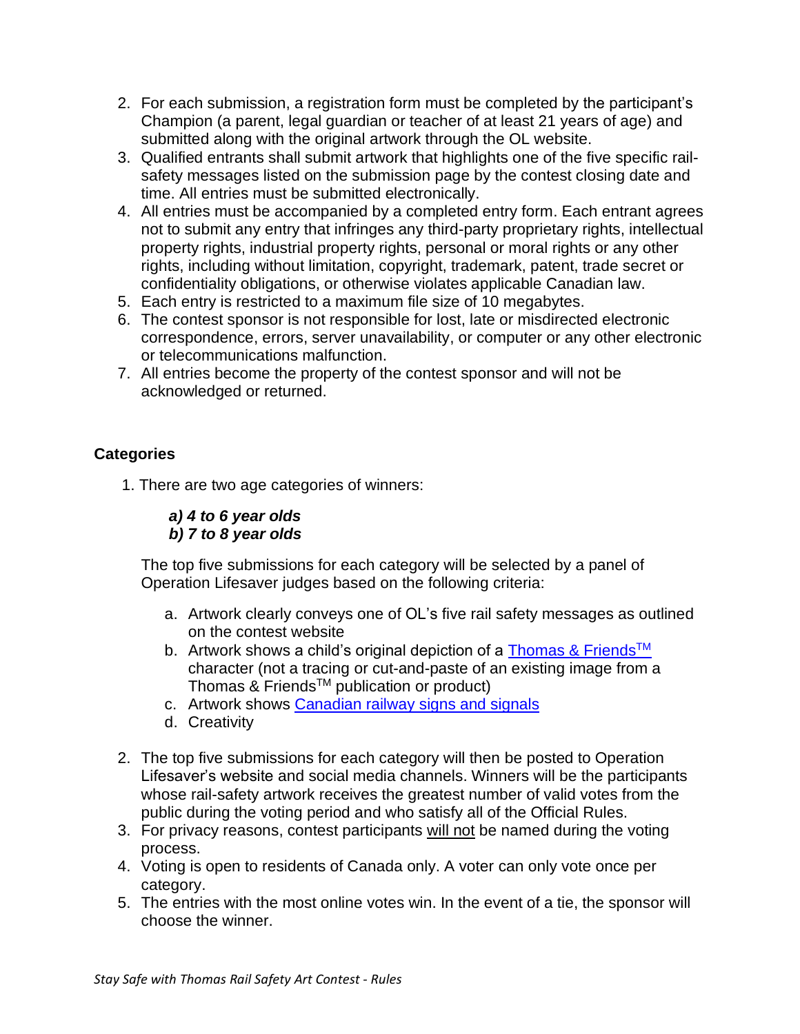2. For each submission, a registration form must be completed by the participant's Champion (a parent, legal guardian or teacher of at least 21 years of age) and submitted along with the original artwork through the OL website.
3. Qualified entrants shall submit artwork that highlights one of the five specific rail-safety messages listed on the submission page by the contest closing date and time. All entries must be submitted electronically.
4. All entries must be accompanied by a completed entry form. Each entrant agrees not to submit any entry that infringes any third-party proprietary rights, intellectual property rights, industrial property rights, personal or moral rights or any other rights, including without limitation, copyright, trademark, patent, trade secret or confidentiality obligations, or otherwise violates applicable Canadian law.
5. Each entry is restricted to a maximum file size of 10 megabytes.
6. The contest sponsor is not responsible for lost, late or misdirected electronic correspondence, errors, server unavailability, or computer or any other electronic or telecommunications malfunction.
7. All entries become the property of the contest sponsor and will not be acknowledged or returned.

**Categories**

1. There are two age categories of winners:

   ***a) 4 to 6 year olds***
   ***b) 7 to 8 year olds***

   The top five submissions for each category will be selected by a panel of Operation Lifesaver judges based on the following criteria:

   a. Artwork clearly conveys one of OL's five rail safety messages as outlined on the contest website
   b. Artwork shows a child's original depiction of a Thomas & Friends™ character (not a tracing or cut-and-paste of an existing image from a Thomas & Friends™ publication or product)
   c. Artwork shows Canadian railway signs and signals
   d. Creativity

2. The top five submissions for each category will then be posted to Operation Lifesaver's website and social media channels. Winners will be the participants whose rail-safety artwork receives the greatest number of valid votes from the public during the voting period and who satisfy all of the Official Rules.
3. For privacy reasons, contest participants will not be named during the voting process.
4. Voting is open to residents of Canada only. A voter can only vote once per category.
5. The entries with the most online votes win. In the event of a tie, the sponsor will choose the winner.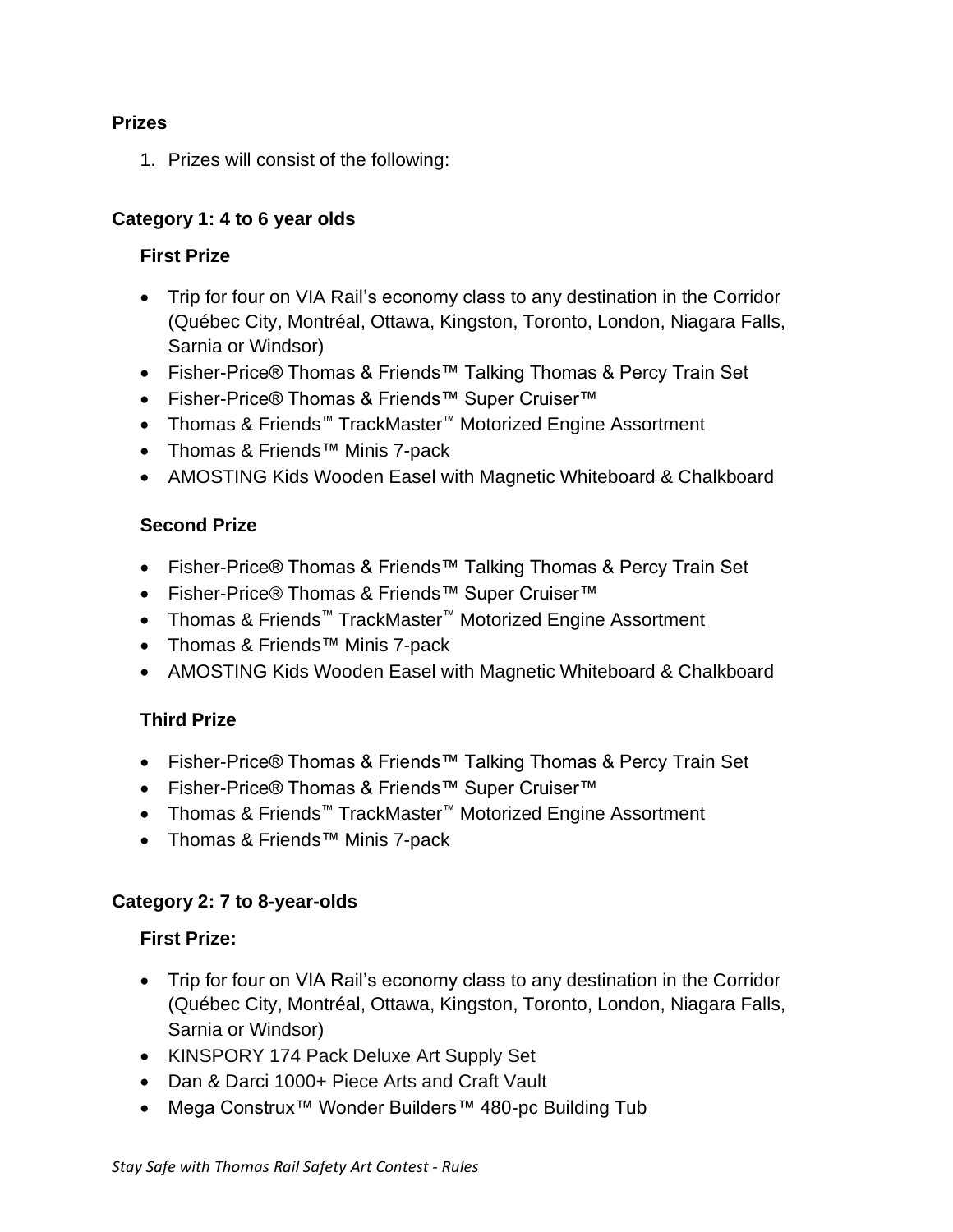**Prizes**

1. Prizes will consist of the following:

**Category 1: 4 to 6 year olds**

**First Prize**

- Trip for four on VIA Rail's economy class to any destination in the Corridor (Québec City, Montréal, Ottawa, Kingston, Toronto, London, Niagara Falls, Sarnia or Windsor)
- Fisher-Price® Thomas & Friends™ Talking Thomas & Percy Train Set
- Fisher-Price® Thomas & Friends™ Super Cruiser™
- Thomas & Friends™ TrackMaster™ Motorized Engine Assortment
- Thomas & Friends™ Minis 7-pack
- AMOSTING Kids Wooden Easel with Magnetic Whiteboard & Chalkboard

**Second Prize**

- Fisher-Price® Thomas & Friends™ Talking Thomas & Percy Train Set
- Fisher-Price® Thomas & Friends™ Super Cruiser™
- Thomas & Friends™ TrackMaster™ Motorized Engine Assortment
- Thomas & Friends™ Minis 7-pack
- AMOSTING Kids Wooden Easel with Magnetic Whiteboard & Chalkboard

**Third Prize**

- Fisher-Price® Thomas & Friends™ Talking Thomas & Percy Train Set
- Fisher-Price® Thomas & Friends™ Super Cruiser™
- Thomas & Friends™ TrackMaster™ Motorized Engine Assortment
- Thomas & Friends™ Minis 7-pack

**Category 2: 7 to 8-year-olds**

**First Prize:**

- Trip for four on VIA Rail's economy class to any destination in the Corridor (Québec City, Montréal, Ottawa, Kingston, Toronto, London, Niagara Falls, Sarnia or Windsor)
- KINSPORY 174 Pack Deluxe Art Supply Set
- Dan & Darci 1000+ Piece Arts and Craft Vault
- Mega Construx™ Wonder Builders™ 480-pc Building Tub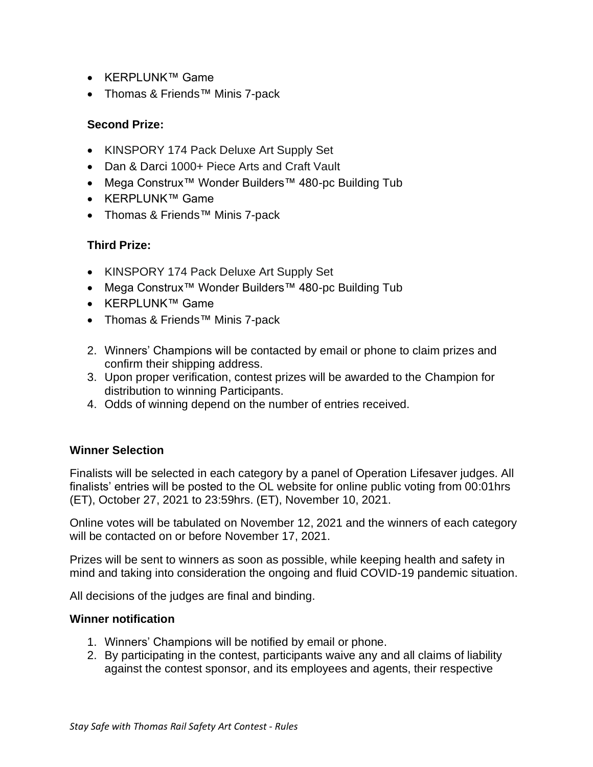- KERPLUNK™ Game
- Thomas & Friends™ Minis 7-pack

### Second Prize:

- KINSPORY 174 Pack Deluxe Art Supply Set
- Dan & Darci 1000+ Piece Arts and Craft Vault
- Mega Construx™ Wonder Builders™ 480-pc Building Tub
- KERPLUNK™ Game
- Thomas & Friends™ Minis 7-pack

### Third Prize:

- KINSPORY 174 Pack Deluxe Art Supply Set
- Mega Construx™ Wonder Builders™ 480-pc Building Tub
- KERPLUNK™ Game
- Thomas & Friends™ Minis 7-pack

2. Winners' Champions will be contacted by email or phone to claim prizes and confirm their shipping address.
3. Upon proper verification, contest prizes will be awarded to the Champion for distribution to winning Participants.
4. Odds of winning depend on the number of entries received.

## Winner Selection

Finalists will be selected in each category by a panel of Operation Lifesaver judges. All finalists' entries will be posted to the OL website for online public voting from 00:01hrs (ET), October 27, 2021 to 23:59hrs. (ET), November 10, 2021.

Online votes will be tabulated on November 12, 2021 and the winners of each category will be contacted on or before November 17, 2021.

Prizes will be sent to winners as soon as possible, while keeping health and safety in mind and taking into consideration the ongoing and fluid COVID-19 pandemic situation.

All decisions of the judges are final and binding.

## Winner notification

1. Winners' Champions will be notified by email or phone.
2. By participating in the contest, participants waive any and all claims of liability against the contest sponsor, and its employees and agents, their respective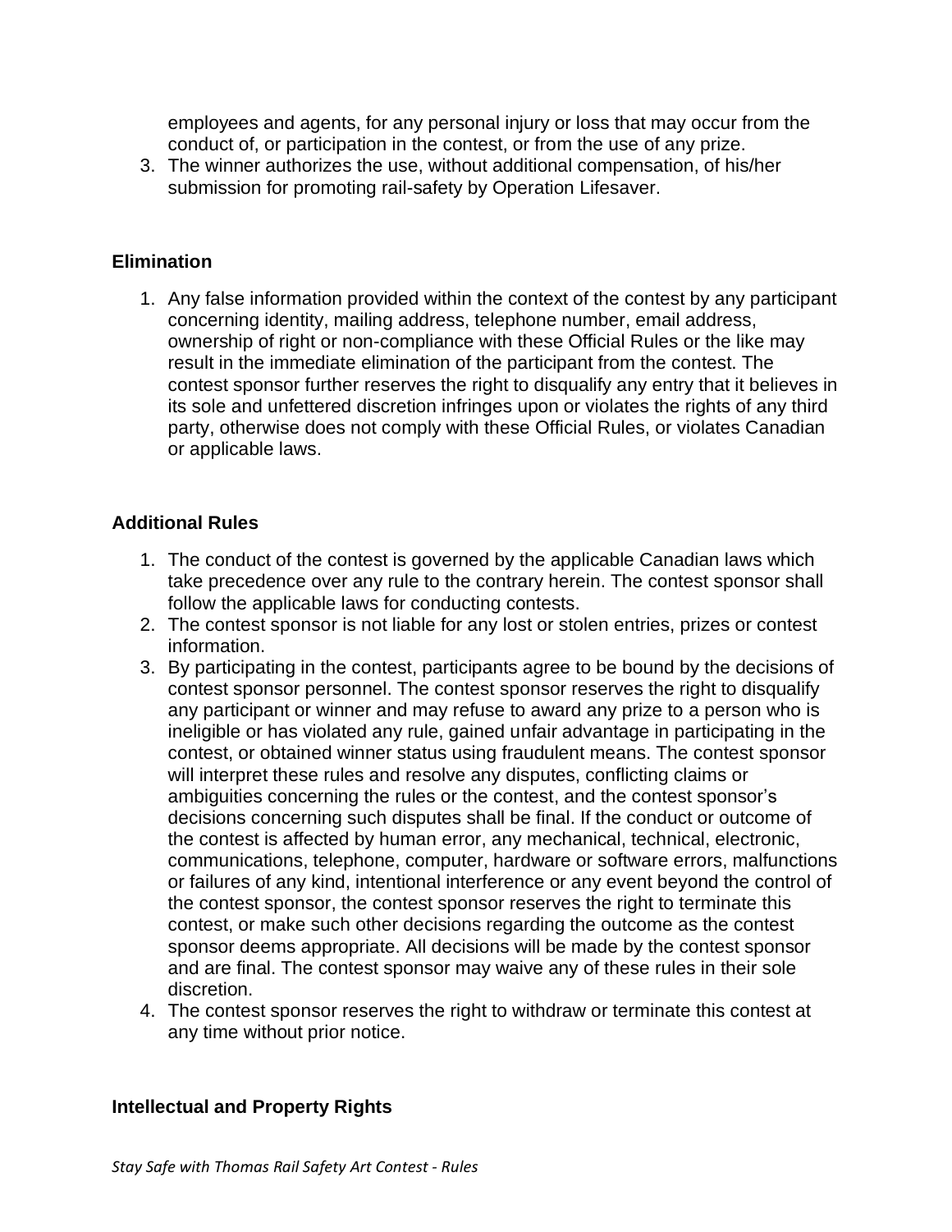employees and agents, for any personal injury or loss that may occur from the conduct of, or participation in the contest, or from the use of any prize.

3. The winner authorizes the use, without additional compensation, of his/her submission for promoting rail-safety by Operation Lifesaver.

### Elimination

1. Any false information provided within the context of the contest by any participant concerning identity, mailing address, telephone number, email address, ownership of right or non-compliance with these Official Rules or the like may result in the immediate elimination of the participant from the contest. The contest sponsor further reserves the right to disqualify any entry that it believes in its sole and unfettered discretion infringes upon or violates the rights of any third party, otherwise does not comply with these Official Rules, or violates Canadian or applicable laws.

### Additional Rules

1. The conduct of the contest is governed by the applicable Canadian laws which take precedence over any rule to the contrary herein. The contest sponsor shall follow the applicable laws for conducting contests.
2. The contest sponsor is not liable for any lost or stolen entries, prizes or contest information.
3. By participating in the contest, participants agree to be bound by the decisions of contest sponsor personnel. The contest sponsor reserves the right to disqualify any participant or winner and may refuse to award any prize to a person who is ineligible or has violated any rule, gained unfair advantage in participating in the contest, or obtained winner status using fraudulent means. The contest sponsor will interpret these rules and resolve any disputes, conflicting claims or ambiguities concerning the rules or the contest, and the contest sponsor's decisions concerning such disputes shall be final. If the conduct or outcome of the contest is affected by human error, any mechanical, technical, electronic, communications, telephone, computer, hardware or software errors, malfunctions or failures of any kind, intentional interference or any event beyond the control of the contest sponsor, the contest sponsor reserves the right to terminate this contest, or make such other decisions regarding the outcome as the contest sponsor deems appropriate. All decisions will be made by the contest sponsor and are final. The contest sponsor may waive any of these rules in their sole discretion.
4. The contest sponsor reserves the right to withdraw or terminate this contest at any time without prior notice.

### Intellectual and Property Rights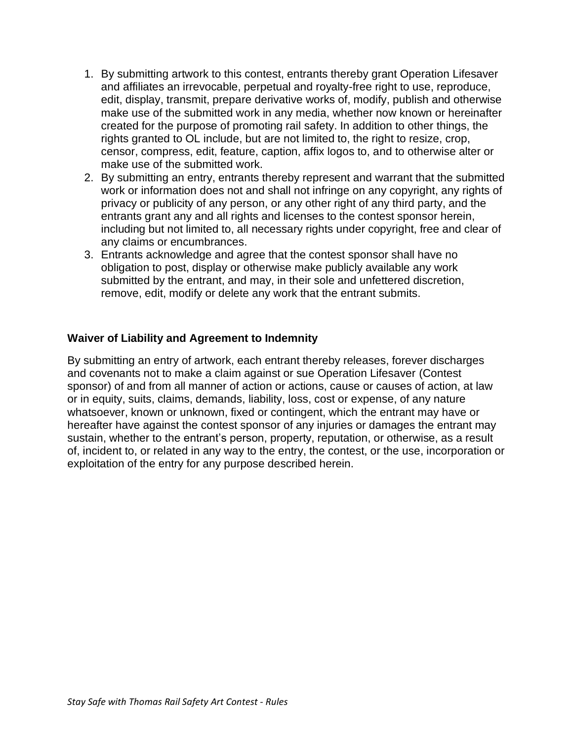1. By submitting artwork to this contest, entrants thereby grant Operation Lifesaver and affiliates an irrevocable, perpetual and royalty-free right to use, reproduce, edit, display, transmit, prepare derivative works of, modify, publish and otherwise make use of the submitted work in any media, whether now known or hereinafter created for the purpose of promoting rail safety. In addition to other things, the rights granted to OL include, but are not limited to, the right to resize, crop, censor, compress, edit, feature, caption, affix logos to, and to otherwise alter or make use of the submitted work.
2. By submitting an entry, entrants thereby represent and warrant that the submitted work or information does not and shall not infringe on any copyright, any rights of privacy or publicity of any person, or any other right of any third party, and the entrants grant any and all rights and licenses to the contest sponsor herein, including but not limited to, all necessary rights under copyright, free and clear of any claims or encumbrances.
3. Entrants acknowledge and agree that the contest sponsor shall have no obligation to post, display or otherwise make publicly available any work submitted by the entrant, and may, in their sole and unfettered discretion, remove, edit, modify or delete any work that the entrant submits.

**Waiver of Liability and Agreement to Indemnity**

By submitting an entry of artwork, each entrant thereby releases, forever discharges and covenants not to make a claim against or sue Operation Lifesaver (Contest sponsor) of and from all manner of action or actions, cause or causes of action, at law or in equity, suits, claims, demands, liability, loss, cost or expense, of any nature whatsoever, known or unknown, fixed or contingent, which the entrant may have or hereafter have against the contest sponsor of any injuries or damages the entrant may sustain, whether to the entrant's person, property, reputation, or otherwise, as a result of, incident to, or related in any way to the entry, the contest, or the use, incorporation or exploitation of the entry for any purpose described herein.